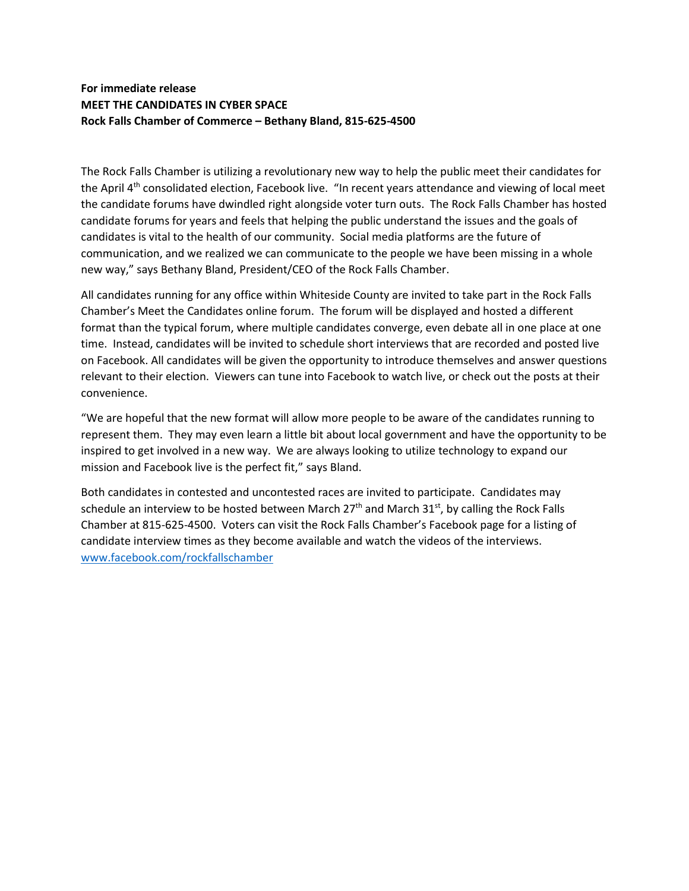**For immediate release**
**MEET THE CANDIDATES IN CYBER SPACE**
**Rock Falls Chamber of Commerce – Bethany Bland, 815-625-4500**

The Rock Falls Chamber is utilizing a revolutionary new way to help the public meet their candidates for the April 4th consolidated election, Facebook live. "In recent years attendance and viewing of local meet the candidate forums have dwindled right alongside voter turn outs. The Rock Falls Chamber has hosted candidate forums for years and feels that helping the public understand the issues and the goals of candidates is vital to the health of our community. Social media platforms are the future of communication, and we realized we can communicate to the people we have been missing in a whole new way," says Bethany Bland, President/CEO of the Rock Falls Chamber.

All candidates running for any office within Whiteside County are invited to take part in the Rock Falls Chamber's Meet the Candidates online forum. The forum will be displayed and hosted a different format than the typical forum, where multiple candidates converge, even debate all in one place at one time. Instead, candidates will be invited to schedule short interviews that are recorded and posted live on Facebook. All candidates will be given the opportunity to introduce themselves and answer questions relevant to their election. Viewers can tune into Facebook to watch live, or check out the posts at their convenience.

"We are hopeful that the new format will allow more people to be aware of the candidates running to represent them. They may even learn a little bit about local government and have the opportunity to be inspired to get involved in a new way. We are always looking to utilize technology to expand our mission and Facebook live is the perfect fit," says Bland.

Both candidates in contested and uncontested races are invited to participate. Candidates may schedule an interview to be hosted between March 27th and March 31st, by calling the Rock Falls Chamber at 815-625-4500. Voters can visit the Rock Falls Chamber's Facebook page for a listing of candidate interview times as they become available and watch the videos of the interviews. [www.facebook.com/rockfallschamber](www.facebook.com/rockfallschamber)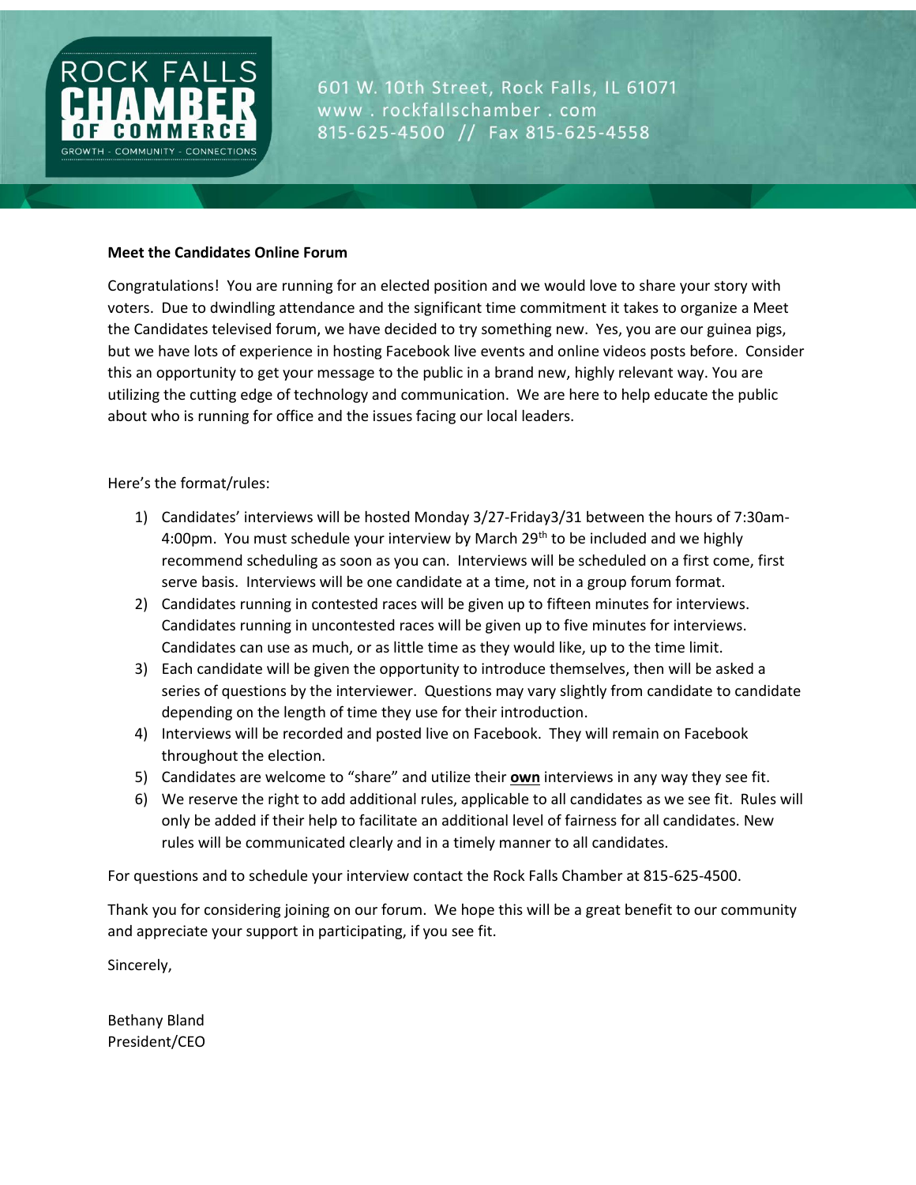ROCK FALLS CHAMBER OF COMMERCE

GROWTH - COMMUNITY - CONNECTIONS

601 W. 10th Street, Rock Falls, IL 61071
www . rockfallschamber . com
815-625-4500 // Fax 815-625-4558

**Meet the Candidates Online Forum**

Congratulations! You are running for an elected position and we would love to share your story with voters. Due to dwindling attendance and the significant time commitment it takes to organize a Meet the Candidates televised forum, we have decided to try something new. Yes, you are our guinea pigs, but we have lots of experience in hosting Facebook live events and online videos posts before. Consider this an opportunity to get your message to the public in a brand new, highly relevant way. You are utilizing the cutting edge of technology and communication. We are here to help educate the public about who is running for office and the issues facing our local leaders.

Here's the format/rules:

1) Candidates' interviews will be hosted Monday 3/27-Friday3/31 between the hours of 7:30am-4:00pm. You must schedule your interview by March 29th to be included and we highly recommend scheduling as soon as you can. Interviews will be scheduled on a first come, first serve basis. Interviews will be one candidate at a time, not in a group forum format.
2) Candidates running in contested races will be given up to fifteen minutes for interviews. Candidates running in uncontested races will be given up to five minutes for interviews. Candidates can use as much, or as little time as they would like, up to the time limit.
3) Each candidate will be given the opportunity to introduce themselves, then will be asked a series of questions by the interviewer. Questions may vary slightly from candidate to candidate depending on the length of time they use for their introduction.
4) Interviews will be recorded and posted live on Facebook. They will remain on Facebook throughout the election.
5) Candidates are welcome to "share" and utilize their **own** interviews in any way they see fit.
6) We reserve the right to add additional rules, applicable to all candidates as we see fit. Rules will only be added if their help to facilitate an additional level of fairness for all candidates. New rules will be communicated clearly and in a timely manner to all candidates.

For questions and to schedule your interview contact the Rock Falls Chamber at 815-625-4500.

Thank you for considering joining on our forum. We hope this will be a great benefit to our community and appreciate your support in participating, if you see fit.

Sincerely,

Bethany Bland
President/CEO